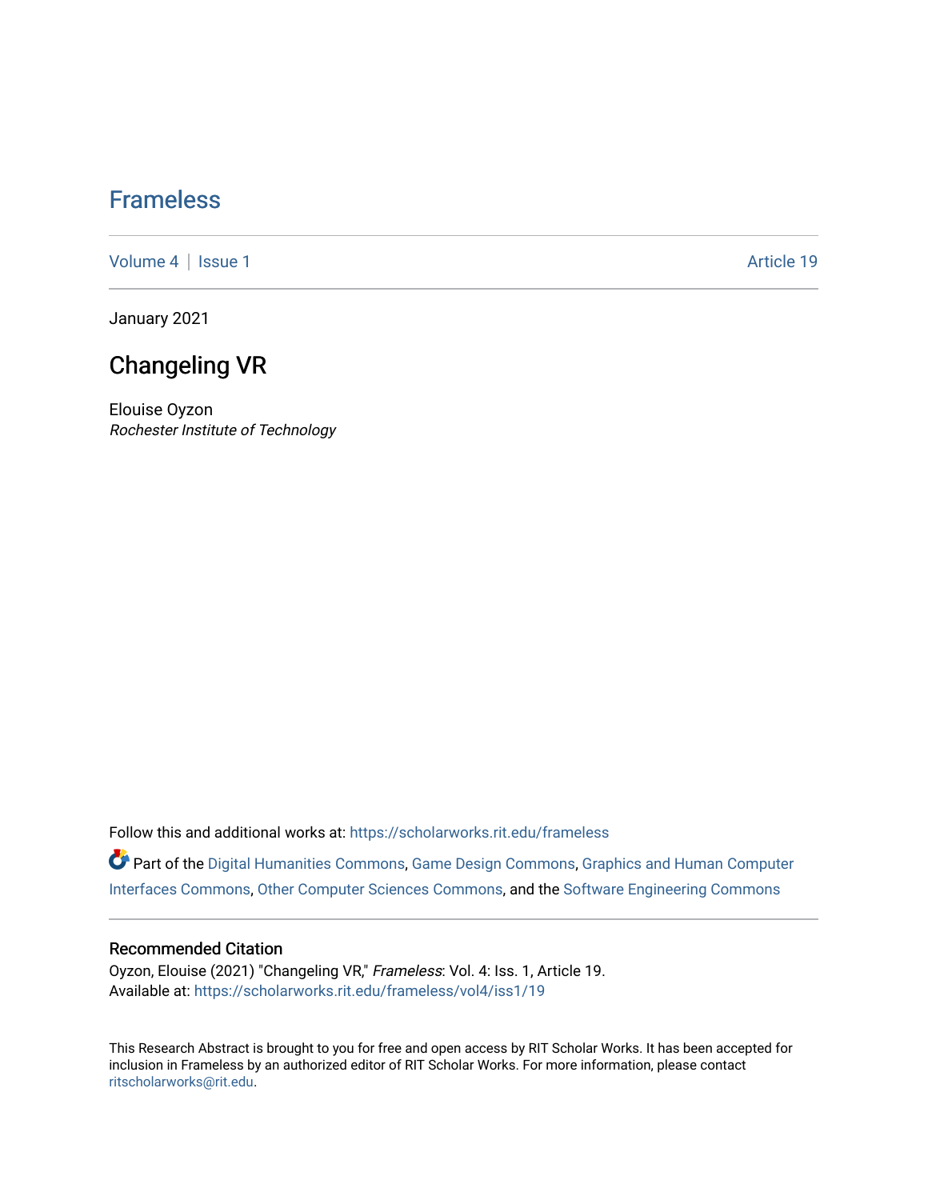# Frameless

Volume 4 | Issue 1 Article 19

January 2021

## Changeling VR

Elouise Oyzon
*Rochester Institute of Technology*

Follow this and additional works at: https://scholarworks.rit.edu/frameless

Part of the Digital Humanities Commons, Game Design Commons, Graphics and Human Computer Interfaces Commons, Other Computer Sciences Commons, and the Software Engineering Commons

### Recommended Citation

Oyzon, Elouise (2021) "Changeling VR," *Frameless*: Vol. 4: Iss. 1, Article 19.
Available at: https://scholarworks.rit.edu/frameless/vol4/iss1/19

This Research Abstract is brought to you for free and open access by RIT Scholar Works. It has been accepted for inclusion in Frameless by an authorized editor of RIT Scholar Works. For more information, please contact ritscholarworks@rit.edu.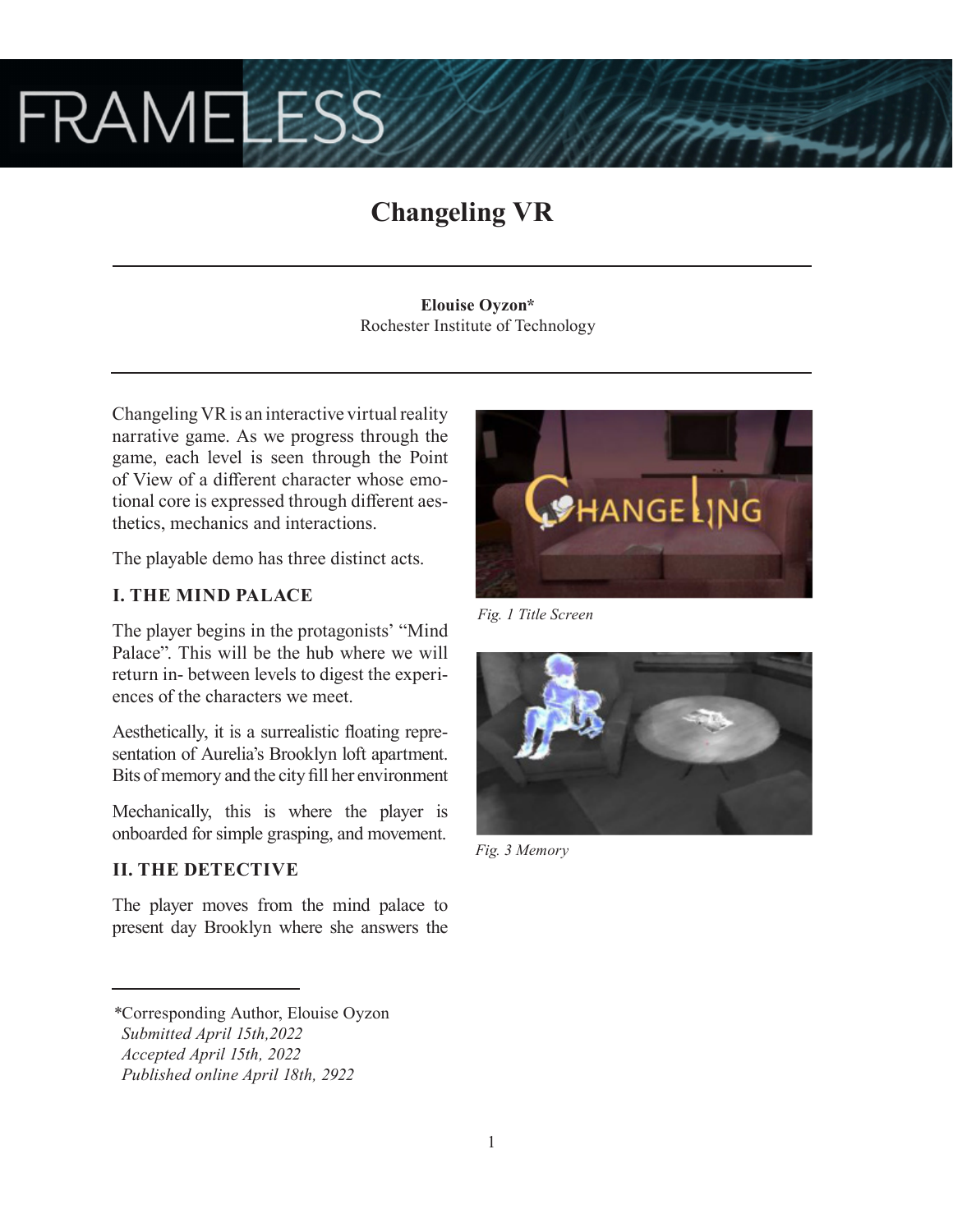# Changeling VR

**Elouise Oyzon***
Rochester Institute of Technology

Changeling VR is an interactive virtual reality narrative game. As we progress through the game, each level is seen through the Point of View of a different character whose emotional core is expressed through different aesthetics, mechanics and interactions.

The playable demo has three distinct acts.

### I. THE MIND PALACE

The player begins in the protagonists' "Mind Palace". This will be the hub where we will return in- between levels to digest the experiences of the characters we meet.

Aesthetically, it is a surrealistic floating representation of Aurelia's Brooklyn loft apartment. Bits of memory and the city fill her environment

Mechanically, this is where the player is onboarded for simple grasping, and movement.

### II. THE DETECTIVE

The player moves from the mind palace to present day Brooklyn where she answers the

*Fig. 1 Title Screen*

*Fig. 3 Memory*

---

*Corresponding Author, Elouise Oyzon
*Submitted April 15th,2022*
*Accepted April 15th, 2022*
*Published online April 18th, 2922*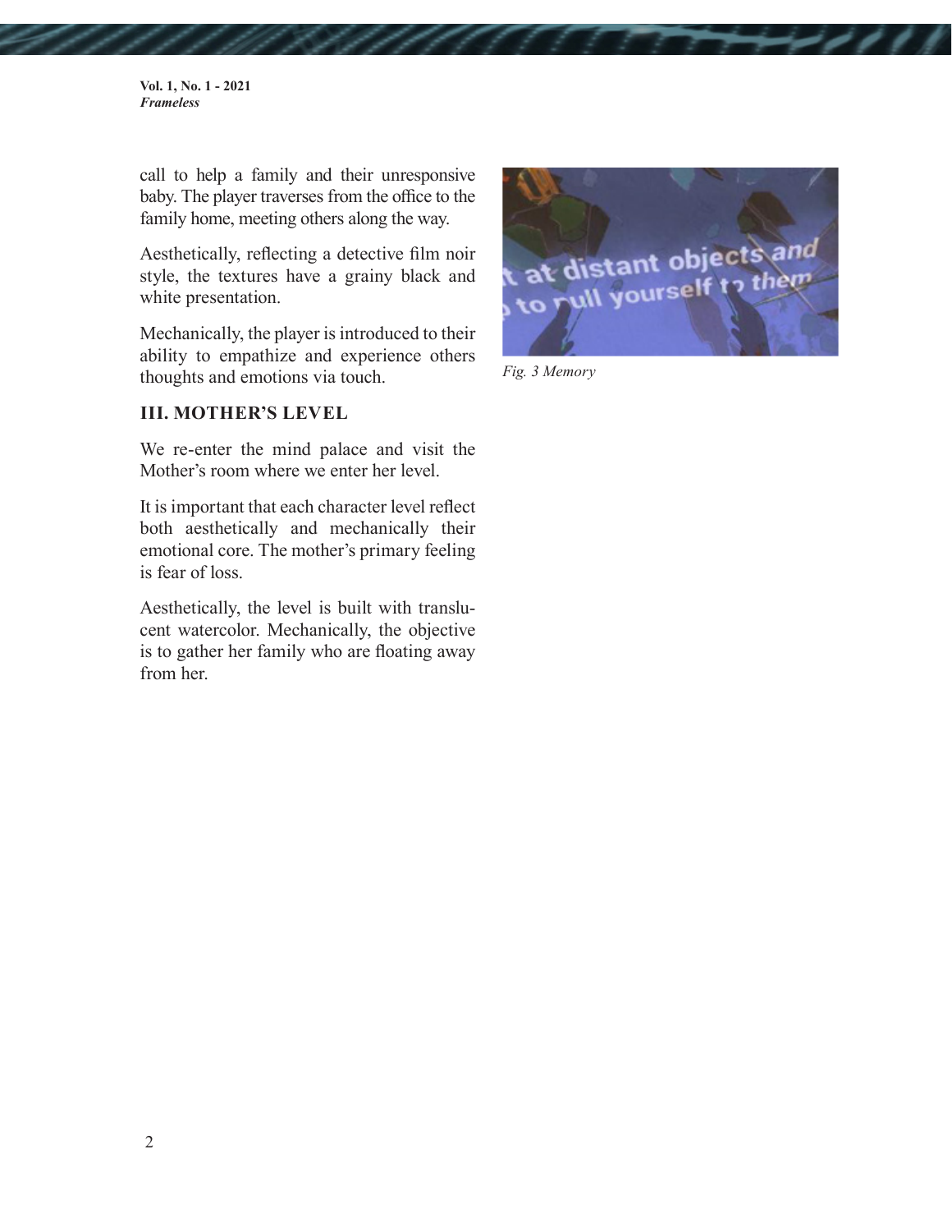call to help a family and their unresponsive baby. The player traverses from the office to the family home, meeting others along the way.

Aesthetically, reflecting a detective film noir style, the textures have a grainy black and white presentation.

Mechanically, the player is introduced to their ability to empathize and experience others thoughts and emotions via touch.

### III. MOTHER'S LEVEL

We re-enter the mind palace and visit the Mother's room where we enter her level.

It is important that each character level reflect both aesthetically and mechanically their emotional core. The mother's primary feeling is fear of loss.

Aesthetically, the level is built with translucent watercolor. Mechanically, the objective is to gather her family who are floating away from her.

*Fig. 3 Memory*